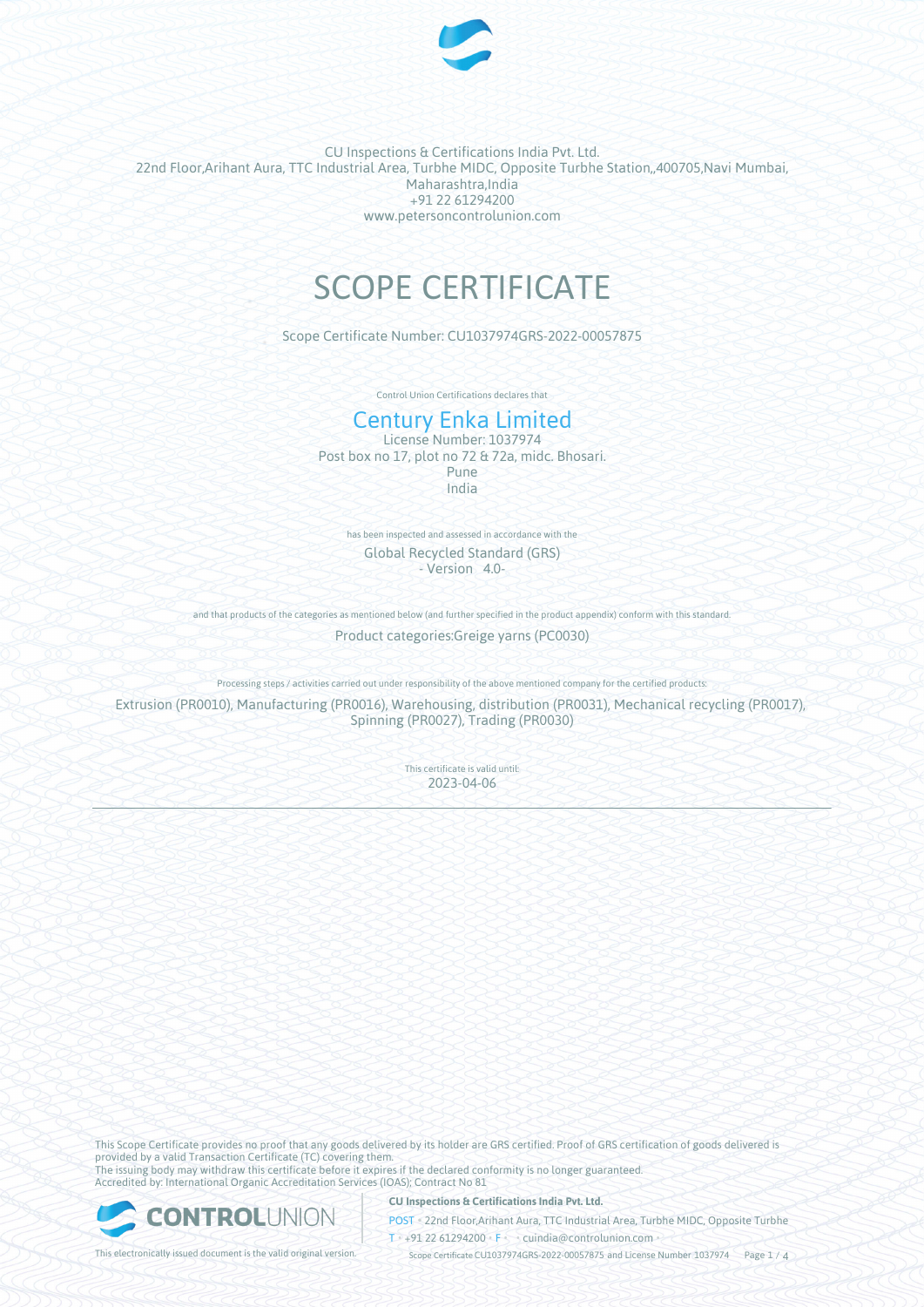CU Inspections & Certifications India Pvt. Ltd.
22nd Floor,Arihant Aura, TTC Industrial Area, Turbhe MIDC, Opposite Turbhe Station,,400705,Navi Mumbai, Maharashtra,India
+91 22 61294200
www.petersoncontrolunion.com

# SCOPE CERTIFICATE

Scope Certificate Number: CU1037974GRS-2022-00057875

Control Union Certifications declares that

## Century Enka Limited

License Number: 1037974
Post box no 17, plot no 72 & 72a, midc. Bhosari.
Pune
India

has been inspected and assessed in accordance with the

Global Recycled Standard (GRS)
- Version 4.0-

and that products of the categories as mentioned below (and further specified in the product appendix) conform with this standard.

Product categories:Greige yarns (PC0030)

Processing steps / activities carried out under responsibility of the above mentioned company for the certified products:

Extrusion (PR0010), Manufacturing (PR0016), Warehousing, distribution (PR0031), Mechanical recycling (PR0017), Spinning (PR0027), Trading (PR0030)

This certificate is valid until:
2023-04-06

---

This Scope Certificate provides no proof that any goods delivered by its holder are GRS certified. Proof of GRS certification of goods delivered is provided by a valid Transaction Certificate (TC) covering them.
The issuing body may withdraw this certificate before it expires if the declared conformity is no longer guaranteed.
Accredited by: International Organic Accreditation Services (IOAS); Contract No 81

This electronically issued document is the valid original version.

**CU Inspections & Certifications India Pvt. Ltd.**
POST • 22nd Floor,Arihant Aura, TTC Industrial Area, Turbhe MIDC, Opposite Turbhe
T • +91 22 61294200 • F • • cuindia@controlunion.com •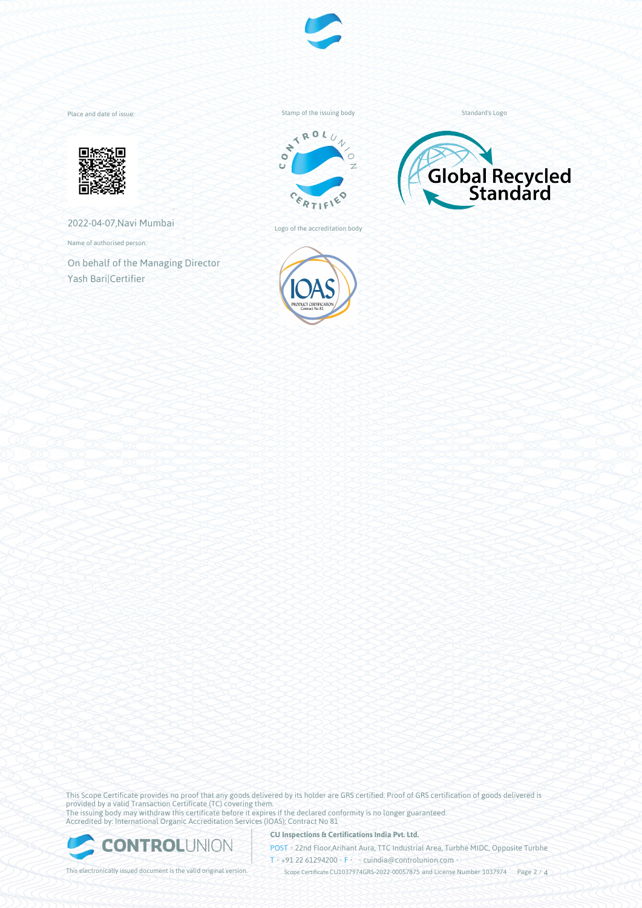Place and date of issue:

2022-04-07,Navi Mumbai

Name of authorised person:

On behalf of the Managing Director
Yash Bari|Certifier

Stamp of the issuing body

Logo of the accreditation body

Standard's Logo

This Scope Certificate provides no proof that any goods delivered by its holder are GRS certified. Proof of GRS certification of goods delivered is provided by a valid Transaction Certificate (TC) covering them.
The issuing body may withdraw this certificate before it expires if the declared conformity is no longer guaranteed.
Accredited by: International Organic Accreditation Services (IOAS); Contract No 81

**CU Inspections & Certifications India Pvt. Ltd.**

POST • 22nd Floor,Arihant Aura, TTC Industrial Area, Turbhe MIDC, Opposite Turbhe
T • +91 22 61294200 • F • • cuindia@controlunion.com •

This electronically issued document is the valid original version.

Scope Certificate CU1037974GRS-2022-00057875 and License Number 1037974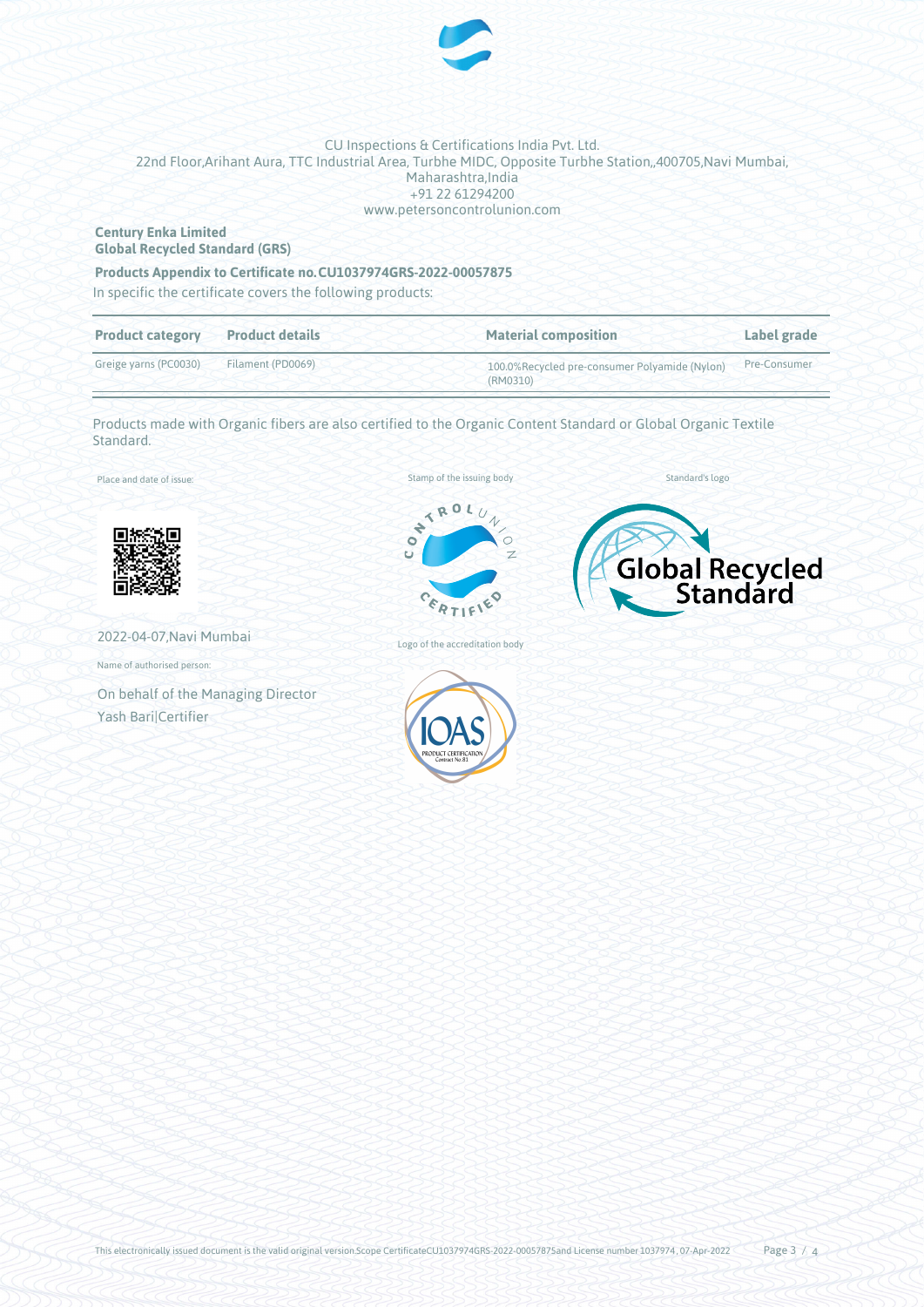CU Inspections & Certifications India Pvt. Ltd.
22nd Floor,Arihant Aura, TTC Industrial Area, Turbhe MIDC, Opposite Turbhe Station,,400705,Navi Mumbai, Maharashtra,India
+91 22 61294200
www.petersoncontrolunion.com

**Century Enka Limited**
**Global Recycled Standard (GRS)**

**Products Appendix to Certificate no.CU1037974GRS-2022-00057875**

In specific the certificate covers the following products:

| Product category | Product details | Material composition | Label grade |
|---|---|---|---|
| Greige yarns (PC0030) | Filament (PD0069) | 100.0%Recycled pre-consumer Polyamide (Nylon) (RM0310) | Pre-Consumer |

Products made with Organic fibers are also certified to the Organic Content Standard or Global Organic Textile Standard.

Place and date of issue:

2022-04-07,Navi Mumbai

Name of authorised person:

On behalf of the Managing Director
Yash Bari|Certifier

Stamp of the issuing body

Logo of the accreditation body

Standard's logo

This electronically issued document is the valid original version.Scope CertificateCU1037974GRS-2022-00057875and License number 1037974 , 07-Apr-2022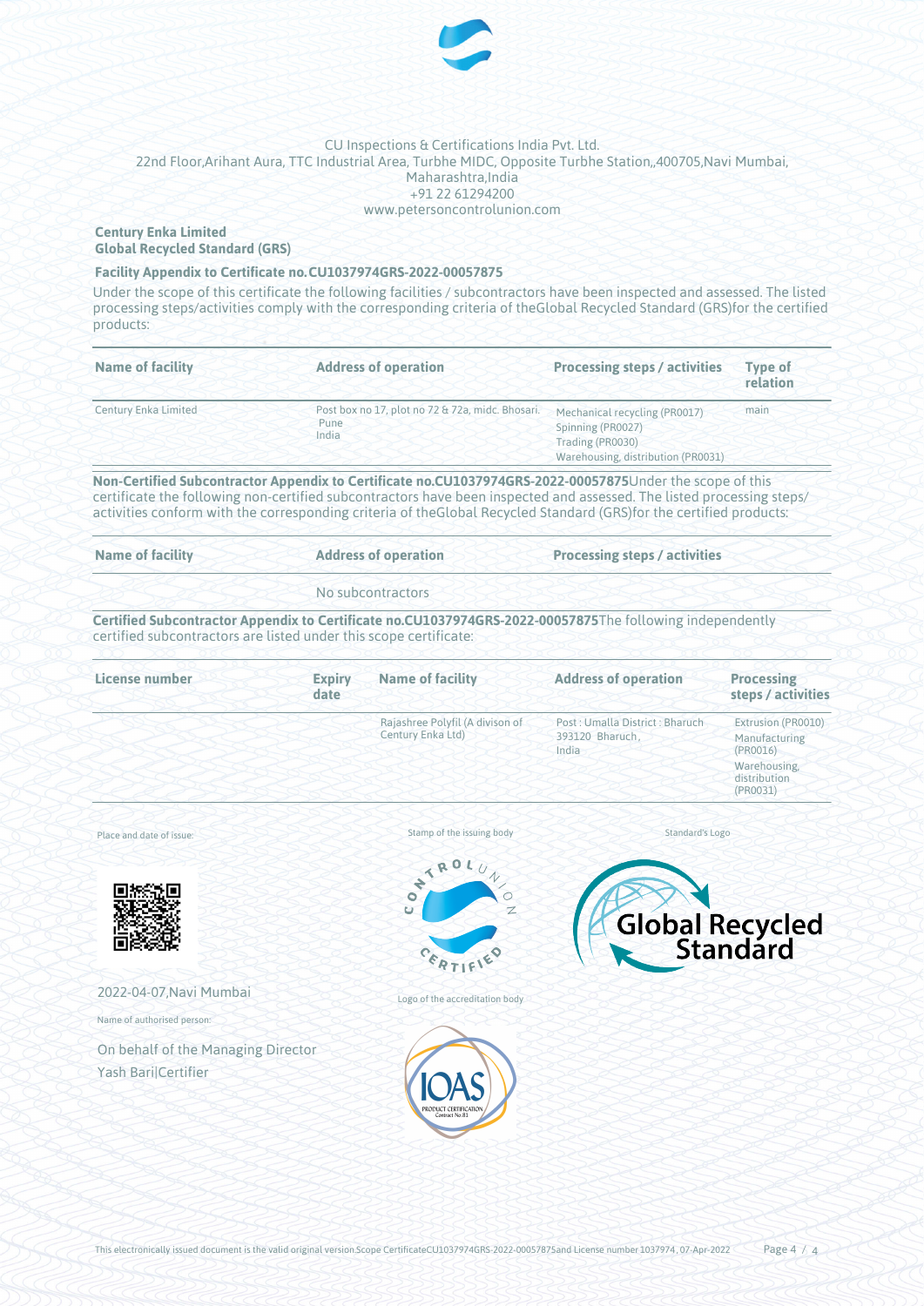CU Inspections & Certifications India Pvt. Ltd.
22nd Floor,Arihant Aura, TTC Industrial Area, Turbhe MIDC, Opposite Turbhe Station,,400705,Navi Mumbai, Maharashtra,India
+91 22 61294200
www.petersoncontrolunion.com

**Century Enka Limited**
**Global Recycled Standard (GRS)**

**Facility Appendix to Certificate no. CU1037974GRS-2022-00057875**

Under the scope of this certificate the following facilities / subcontractors have been inspected and assessed. The listed processing steps/activities comply with the corresponding criteria of theGlobal Recycled Standard (GRS)for the certified products:

| Name of facility | Address of operation | Processing steps / activities | Type of relation |
|---|---|---|---|
| Century Enka Limited | Post box no 17, plot no 72 & 72a, midc. Bhosari. Pune India | Mechanical recycling (PR0017) Spinning (PR0027) Trading (PR0030) Warehousing, distribution (PR0031) | main |

**Non-Certified Subcontractor Appendix to Certificate no.CU1037974GRS-2022-00057875**Under the scope of this certificate the following non-certified subcontractors have been inspected and assessed. The listed processing steps/ activities conform with the corresponding criteria of theGlobal Recycled Standard (GRS)for the certified products:

| Name of facility | Address of operation | Processing steps / activities |
|---|---|---|
| | No subcontractors | |

**Certified Subcontractor Appendix to Certificate no.CU1037974GRS-2022-00057875**The following independently certified subcontractors are listed under this scope certificate:

| License number | Expiry date | Name of facility | Address of operation | Processing steps / activities |
|---|---|---|---|---|
| | | Rajashree Polyfil (A divison of Century Enka Ltd) | Post : Umalla District : Bharuch 393120 Bharuch, India | Extrusion (PR0010) Manufacturing (PR0016) Warehousing, distribution (PR0031) |

Place and date of issue:

2022-04-07,Navi Mumbai

Name of authorised person:

On behalf of the Managing Director
Yash Bari|Certifier

Stamp of the issuing body

Standard's Logo

Logo of the accreditation body

This electronically issued document is the valid original version.Scope CertificateCU1037974GRS-2022-00057875and License number 1037974, 07-Apr-2022